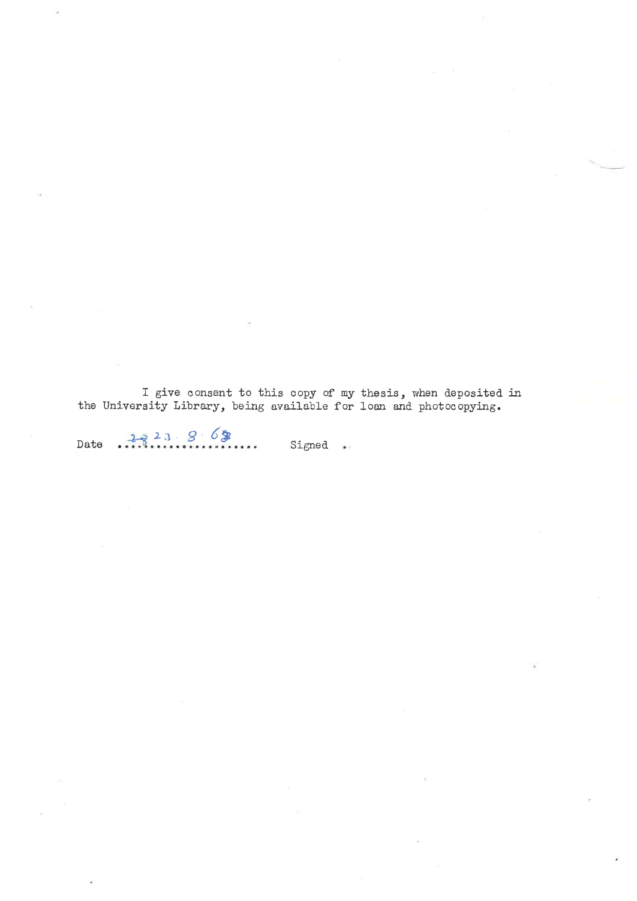I give consent to this copy of my thesis, when deposited in the University Library, being available for loan and photocopying.

Date 23. 8. 69 ................... Signed ..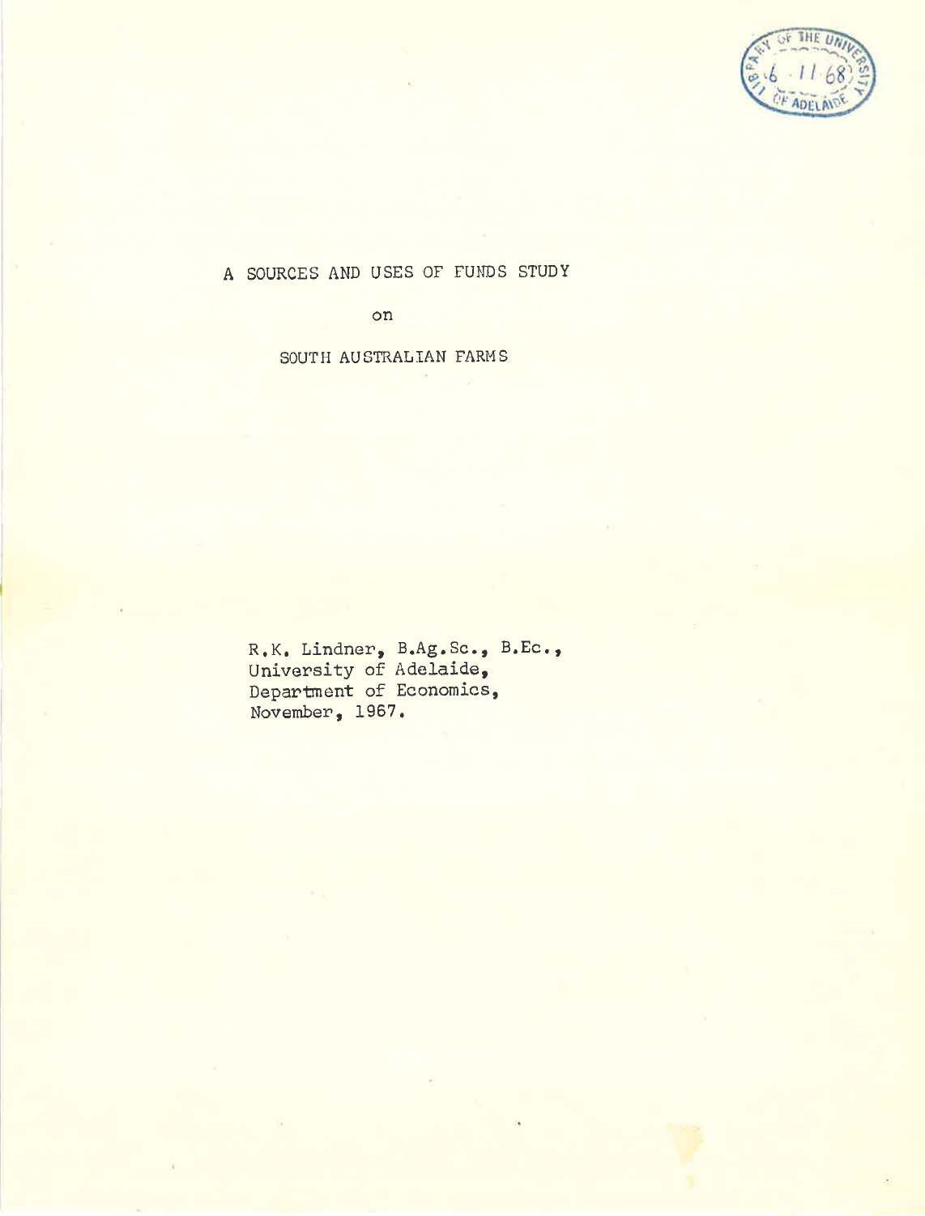A SOURCES AND USES OF FUNDS STUDY

on

SOUTH AUSTRALIAN FARMS

R.K. Lindner, B.Ag.Sc., B.Ec.,
University of Adelaide,
Department of Economics,
November, 1967.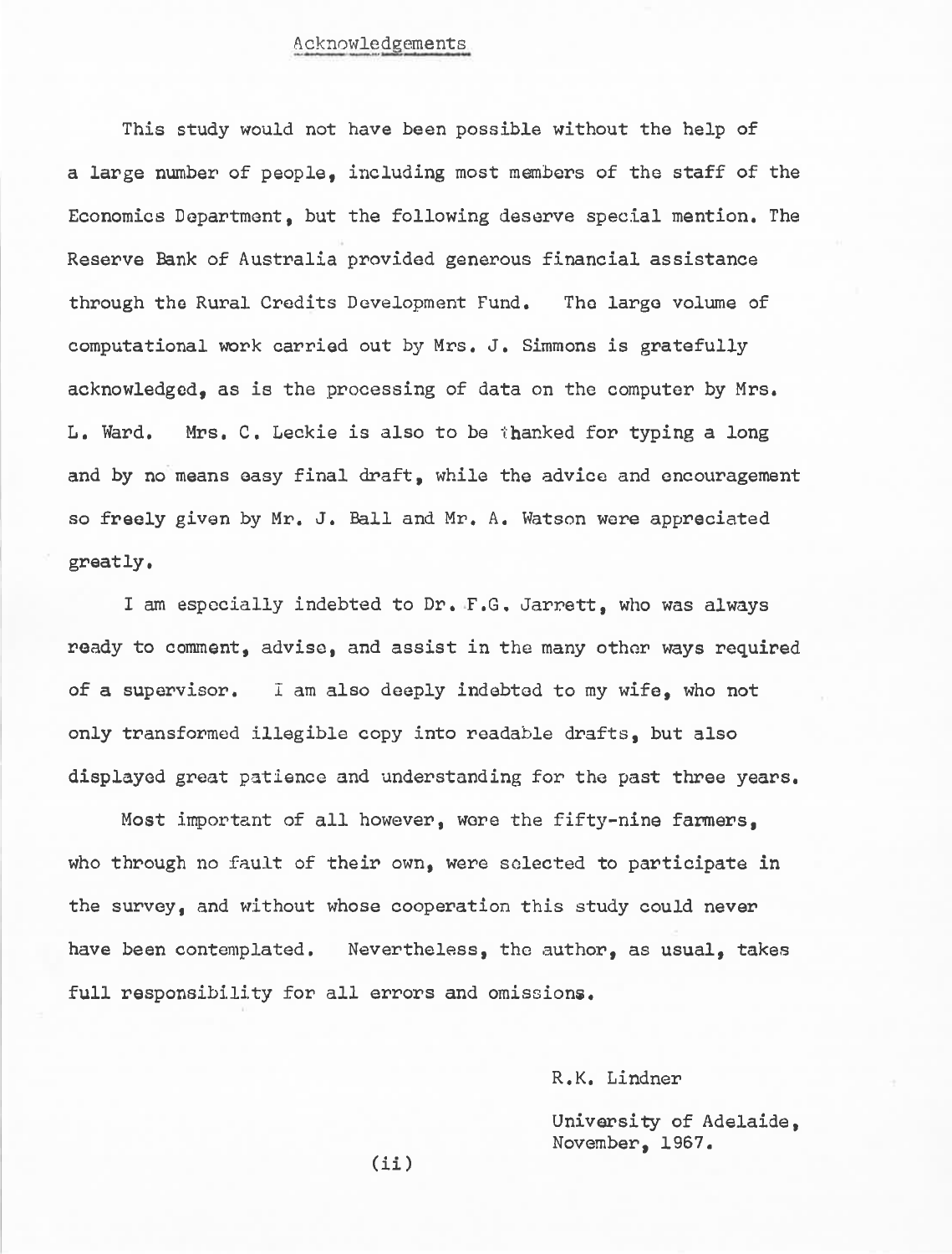## Acknowledgements

This study would not have been possible without the help of a large number of people, including most members of the staff of the Economics Department, but the following deserve special mention. The Reserve Bank of Australia provided generous financial assistance through the Rural Credits Development Fund. The large volume of computational work carried out by Mrs. J. Simmons is gratefully acknowledged, as is the processing of data on the computer by Mrs. L. Ward. Mrs. C. Leckie is also to be thanked for typing a long and by no means easy final draft, while the advice and encouragement so freely given by Mr. J. Ball and Mr. A. Watson were appreciated greatly.

I am especially indebted to Dr. F.G. Jarrett, who was always ready to comment, advise, and assist in the many other ways required of a supervisor. I am also deeply indebted to my wife, who not only transformed illegible copy into readable drafts, but also displayed great patience and understanding for the past three years.

Most important of all however, were the fifty-nine farmers, who through no fault of their own, were selected to participate in the survey, and without whose cooperation this study could never have been contemplated. Nevertheless, the author, as usual, takes full responsibility for all errors and omissions.

R.K. Lindner

University of Adelaide,
November, 1967.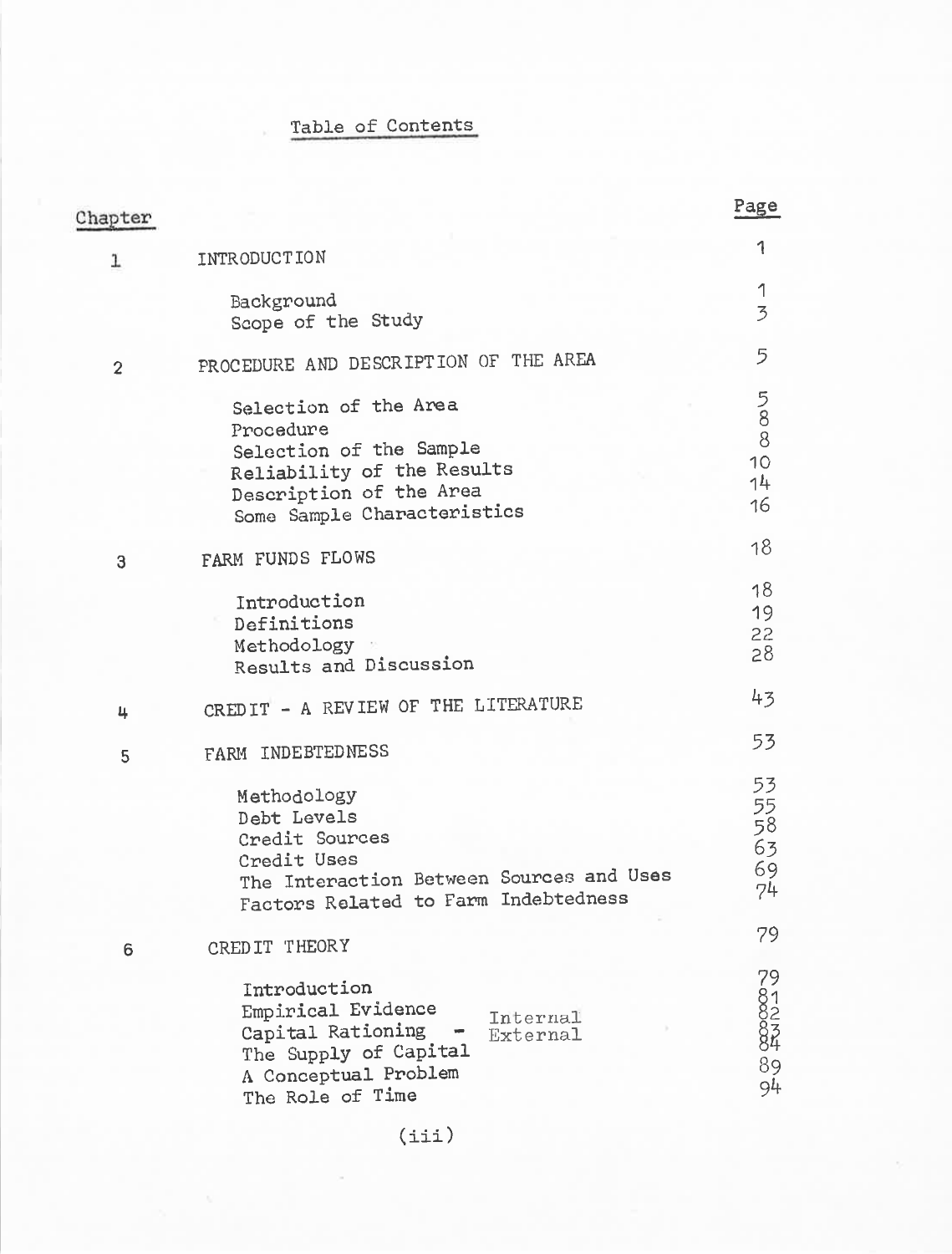# Table of Contents

| Chapter | | Page |
|---|---|---|
| 1 | INTRODUCTION | 1 |
| | Background | 1 |
| | Scope of the Study | 3 |
| 2 | PROCEDURE AND DESCRIPTION OF THE AREA | 5 |
| | Selection of the Area | 5 |
| | Procedure | 8 |
| | Selection of the Sample | 8 |
| | Reliability of the Results | 10 |
| | Description of the Area | 14 |
| | Some Sample Characteristics | 16 |
| 3 | FARM FUNDS FLOWS | 18 |
| | Introduction | 18 |
| | Definitions | 19 |
| | Methodology | 22 |
| | Results and Discussion | 28 |
| 4 | CREDIT - A REVIEW OF THE LITERATURE | 43 |
| 5 | FARM INDEBTEDNESS | 53 |
| | Methodology | 53 |
| | Debt Levels | 55 |
| | Credit Sources | 58 |
| | Credit Uses | 63 |
| | The Interaction Between Sources and Uses | 69 |
| | Factors Related to Farm Indebtedness | 74 |
| 6 | CREDIT THEORY | 79 |
| | Introduction | 79 |
| | Empirical Evidence | 81 |
| | Capital Rationing - Internal | 82 |
| | Capital Rationing - External | 83 |
| | The Supply of Capital | 84 |
| | A Conceptual Problem | 89 |
| | The Role of Time | 94 |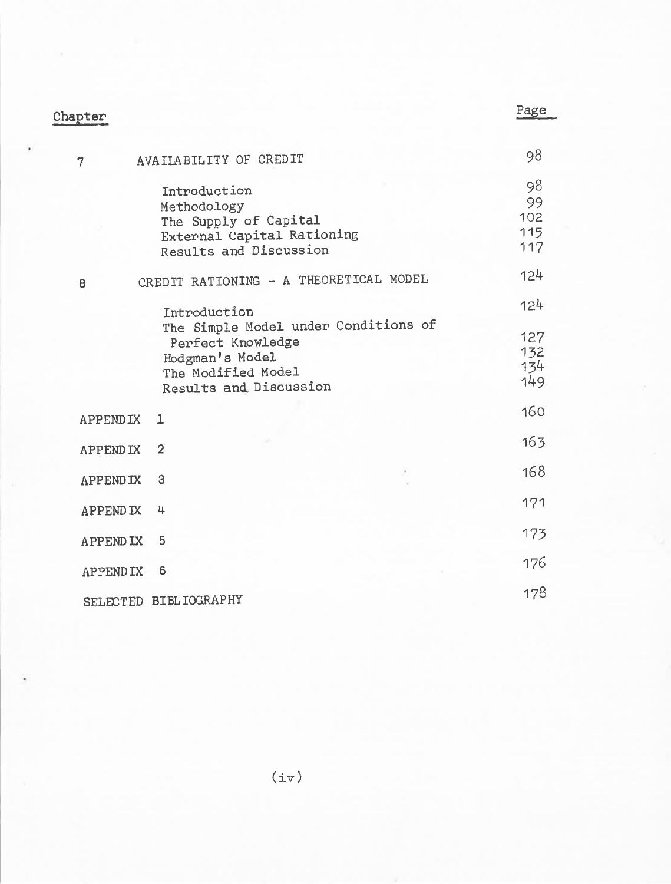| Chapter | | Page |
|---|---|---|
| 7 | AVAILABILITY OF CREDIT | 98 |
| | Introduction | 98 |
| | Methodology | 99 |
| | The Supply of Capital | 102 |
| | External Capital Rationing | 115 |
| | Results and Discussion | 117 |
| 8 | CREDIT RATIONING - A THEORETICAL MODEL | 124 |
| | Introduction | 124 |
| | The Simple Model under Conditions of Perfect Knowledge | 127 |
| | Hodgman's Model | 132 |
| | The Modified Model | 134 |
| | Results and Discussion | 149 |
| APPENDIX 1 | | 160 |
| APPENDIX 2 | | 163 |
| APPENDIX 3 | | 168 |
| APPENDIX 4 | | 171 |
| APPENDIX 5 | | 173 |
| APPENDIX 6 | | 176 |
| SELECTED BIBLIOGRAPHY | | 178 |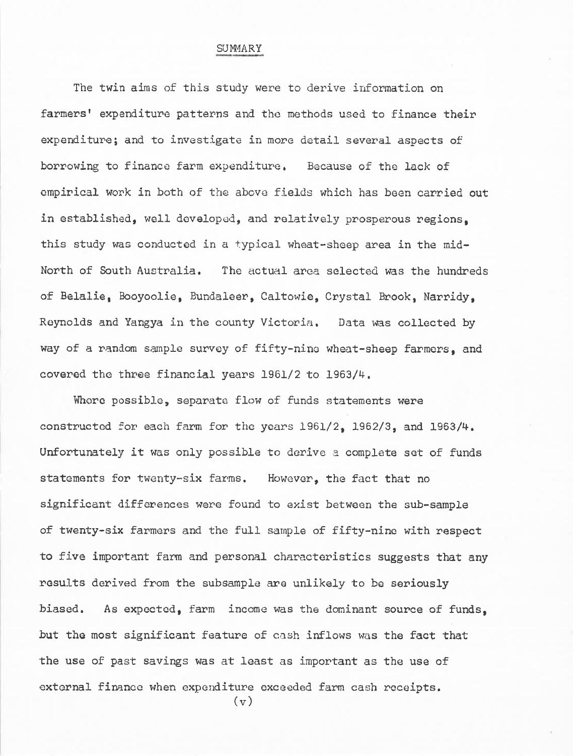# SUMMARY

The twin aims of this study were to derive information on farmers' expenditure patterns and the methods used to finance their expenditure; and to investigate in more detail several aspects of borrowing to finance farm expenditure. Because of the lack of empirical work in both of the above fields which has been carried out in established, well developed, and relatively prosperous regions, this study was conducted in a typical wheat-sheep area in the mid-North of South Australia. The actual area selected was the hundreds of Belalie, Booyoolie, Bundaleer, Caltowie, Crystal Brook, Narridy, Reynolds and Yangya in the county Victoria. Data was collected by way of a random sample survey of fifty-nine wheat-sheep farmers, and covered the three financial years 1961/2 to 1963/4.

Where possible, separate flow of funds statements were constructed for each farm for the years 1961/2, 1962/3, and 1963/4. Unfortunately it was only possible to derive a complete set of funds statements for twenty-six farms. However, the fact that no significant differences were found to exist between the sub-sample of twenty-six farmers and the full sample of fifty-nine with respect to five important farm and personal characteristics suggests that any results derived from the subsample are unlikely to be seriously biased. As expected, farm income was the dominant source of funds, but the most significant feature of cash inflows was the fact that the use of past savings was at least as important as the use of external finance when expenditure exceeded farm cash receipts.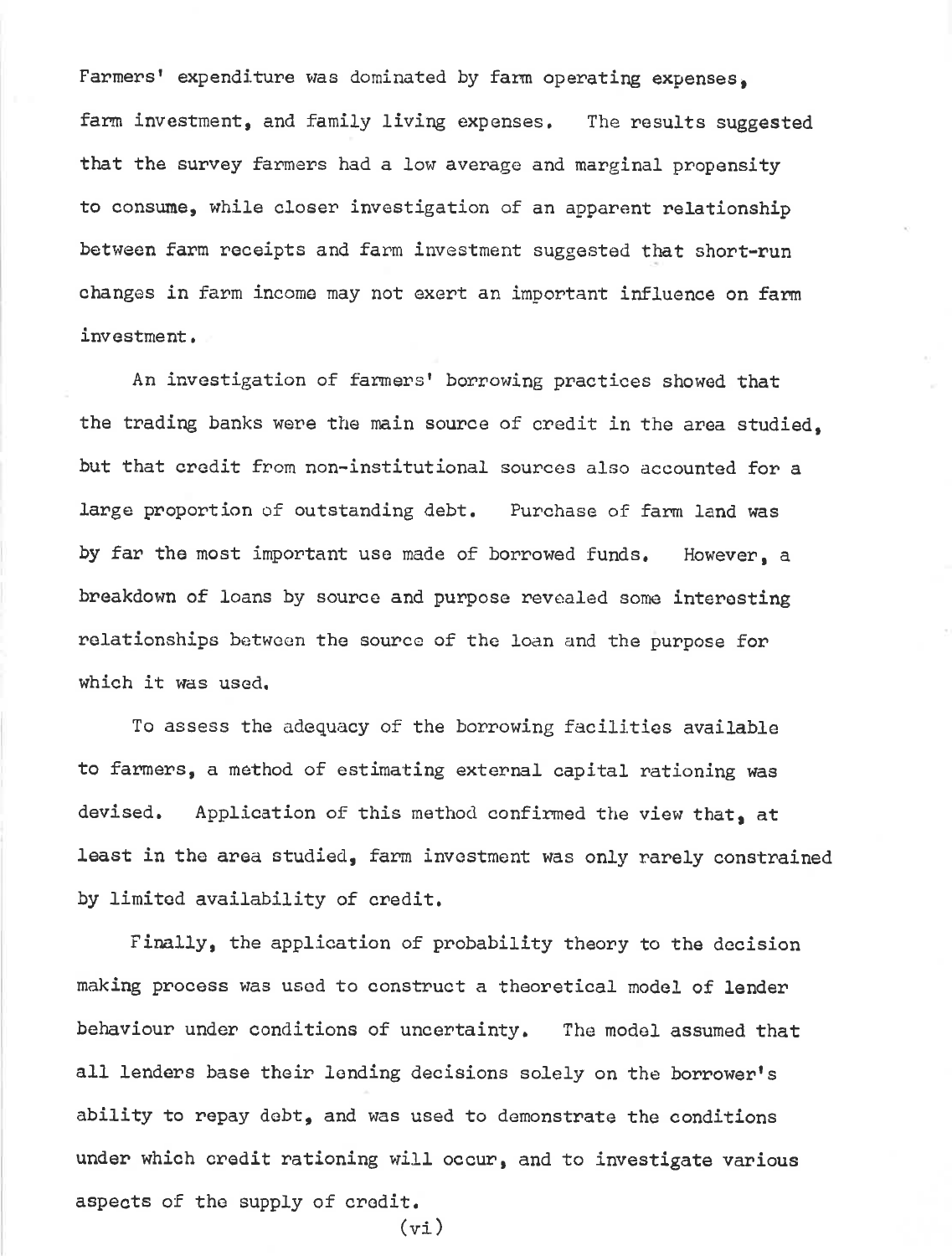Farmers' expenditure was dominated by farm operating expenses, farm investment, and family living expenses. The results suggested that the survey farmers had a low average and marginal propensity to consume, while closer investigation of an apparent relationship between farm receipts and farm investment suggested that short-run changes in farm income may not exert an important influence on farm investment.

An investigation of farmers' borrowing practices showed that the trading banks were the main source of credit in the area studied, but that credit from non-institutional sources also accounted for a large proportion of outstanding debt. Purchase of farm land was by far the most important use made of borrowed funds. However, a breakdown of loans by source and purpose revealed some interesting relationships between the source of the loan and the purpose for which it was used.

To assess the adequacy of the borrowing facilities available to farmers, a method of estimating external capital rationing was devised. Application of this method confirmed the view that, at least in the area studied, farm investment was only rarely constrained by limited availability of credit.

Finally, the application of probability theory to the decision making process was used to construct a theoretical model of lender behaviour under conditions of uncertainty. The model assumed that all lenders base their lending decisions solely on the borrower's ability to repay debt, and was used to demonstrate the conditions under which credit rationing will occur, and to investigate various aspects of the supply of credit.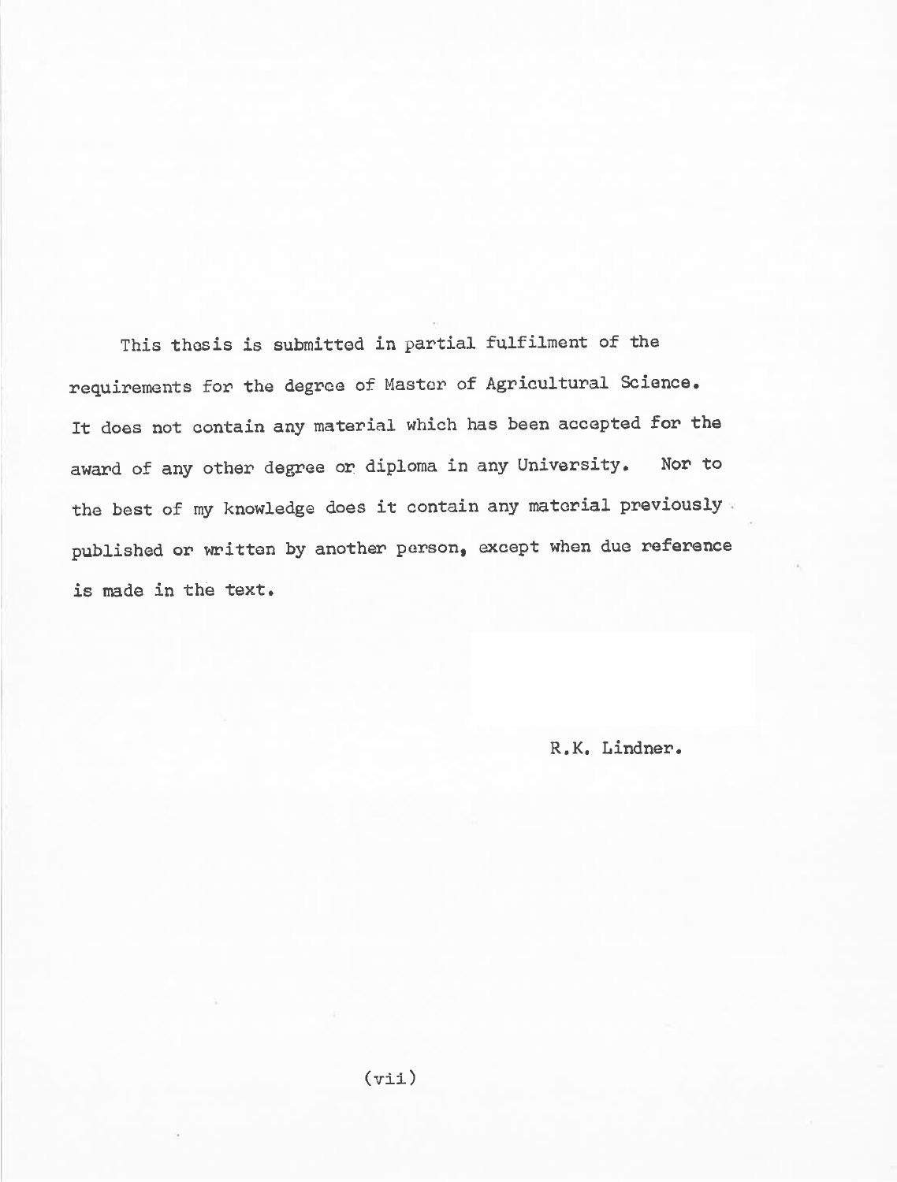This thesis is submitted in partial fulfilment of the requirements for the degree of Master of Agricultural Science. It does not contain any material which has been accepted for the award of any other degree or diploma in any University. Nor to the best of my knowledge does it contain any material previously published or written by another person, except when due reference is made in the text.

R.K. Lindner.